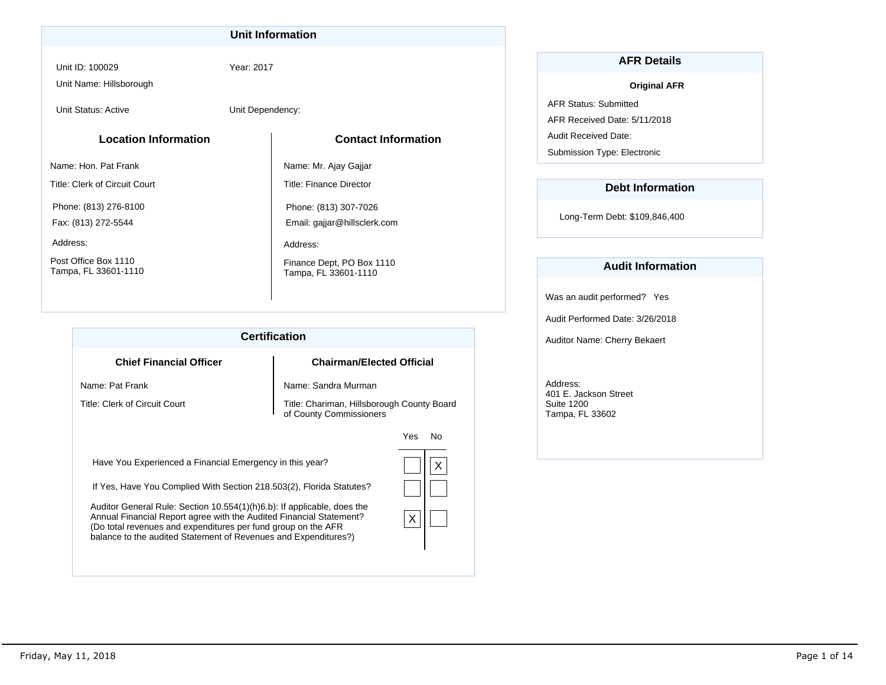## Unit Information

Unit ID: 100029

Year: 2017

Unit Name: Hillsborough

Unit Status: Active

Unit Dependency:

### Location Information

Name: Hon. Pat Frank

Title: Clerk of Circuit Court

Phone: (813) 276-8100

Fax: (813) 272-5544

Address:

Post Office Box 1110
Tampa, FL 33601-1110

### Contact Information

Name: Mr. Ajay Gajjar

Title: Finance Director

Phone: (813) 307-7026

Email: gajjar@hillsclerk.com

Address:

Finance Dept, PO Box 1110
Tampa, FL 33601-1110

## Certification

### Chief Financial Officer

Name: Pat Frank

Title: Clerk of Circuit Court

### Chairman/Elected Official

Name: Sandra Murman

Title: Chariman, Hillsborough County Board of County Commissioners

| | Yes | No |
|---|---|---|
| Have You Experienced a Financial Emergency in this year? | | X |
| If Yes, Have You Complied With Section 218.503(2), Florida Statutes? | | |
| Auditor General Rule: Section 10.554(1)(h)6.b): If applicable, does the Annual Financial Report agree with the Audited Financial Statement? (Do total revenues and expenditures per fund group on the AFR balance to the audited Statement of Revenues and Expenditures?) | X | |

## AFR Details

**Original AFR**

AFR Status: Submitted

AFR Received Date: 5/11/2018

Audit Received Date:

Submission Type: Electronic

## Debt Information

Long-Term Debt: $109,846,400

## Audit Information

Was an audit performed? Yes

Audit Performed Date: 3/26/2018

Auditor Name: Cherry Bekaert

Address:
401 E. Jackson Street
Suite 1200
Tampa, FL 33602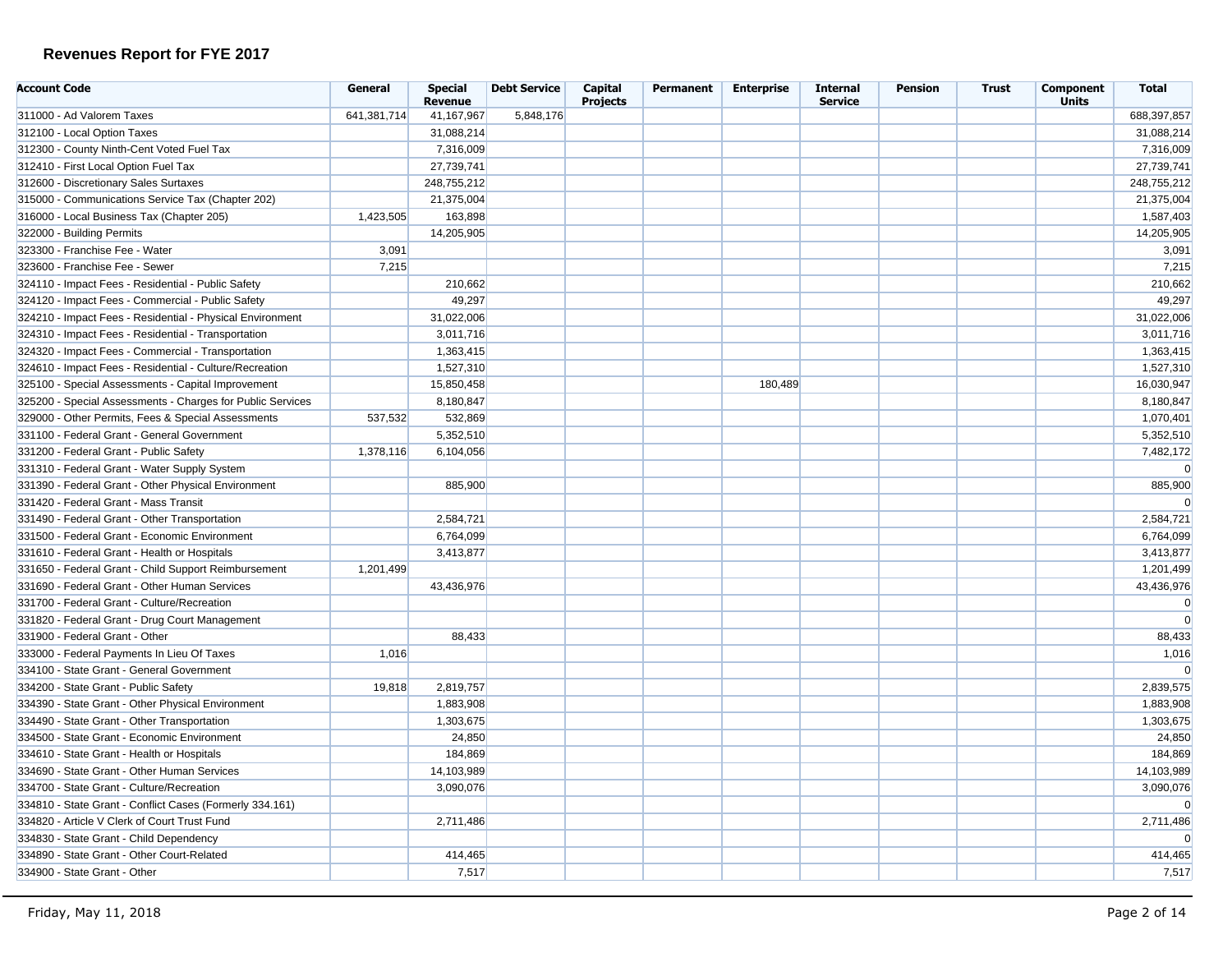## Revenues Report for FYE 2017

| Account Code | General | Special Revenue | Debt Service | Capital Projects | Permanent | Enterprise | Internal Service | Pension | Trust | Component Units | Total |
|---|---|---|---|---|---|---|---|---|---|---|---|
| 311000 - Ad Valorem Taxes | 641,381,714 | 41,167,967 | 5,848,176 | | | | | | | | 688,397,857 |
| 312100 - Local Option Taxes | | 31,088,214 | | | | | | | | | 31,088,214 |
| 312300 - County Ninth-Cent Voted Fuel Tax | | 7,316,009 | | | | | | | | | 7,316,009 |
| 312410 - First Local Option Fuel Tax | | 27,739,741 | | | | | | | | | 27,739,741 |
| 312600 - Discretionary Sales Surtaxes | | 248,755,212 | | | | | | | | | 248,755,212 |
| 315000 - Communications Service Tax (Chapter 202) | | 21,375,004 | | | | | | | | | 21,375,004 |
| 316000 - Local Business Tax (Chapter 205) | 1,423,505 | 163,898 | | | | | | | | | 1,587,403 |
| 322000 - Building Permits | | 14,205,905 | | | | | | | | | 14,205,905 |
| 323300 - Franchise Fee - Water | 3,091 | | | | | | | | | | 3,091 |
| 323600 - Franchise Fee - Sewer | 7,215 | | | | | | | | | | 7,215 |
| 324110 - Impact Fees - Residential - Public Safety | | 210,662 | | | | | | | | | 210,662 |
| 324120 - Impact Fees - Commercial - Public Safety | | 49,297 | | | | | | | | | 49,297 |
| 324210 - Impact Fees - Residential - Physical Environment | | 31,022,006 | | | | | | | | | 31,022,006 |
| 324310 - Impact Fees - Residential - Transportation | | 3,011,716 | | | | | | | | | 3,011,716 |
| 324320 - Impact Fees - Commercial - Transportation | | 1,363,415 | | | | | | | | | 1,363,415 |
| 324610 - Impact Fees - Residential - Culture/Recreation | | 1,527,310 | | | | | | | | | 1,527,310 |
| 325100 - Special Assessments - Capital Improvement | | 15,850,458 | | | | 180,489 | | | | | 16,030,947 |
| 325200 - Special Assessments - Charges for Public Services | | 8,180,847 | | | | | | | | | 8,180,847 |
| 329000 - Other Permits, Fees & Special Assessments | 537,532 | 532,869 | | | | | | | | | 1,070,401 |
| 331100 - Federal Grant - General Government | | 5,352,510 | | | | | | | | | 5,352,510 |
| 331200 - Federal Grant - Public Safety | 1,378,116 | 6,104,056 | | | | | | | | | 7,482,172 |
| 331310 - Federal Grant - Water Supply System | | | | | | | | | | | 0 |
| 331390 - Federal Grant - Other Physical Environment | | 885,900 | | | | | | | | | 885,900 |
| 331420 - Federal Grant - Mass Transit | | | | | | | | | | | 0 |
| 331490 - Federal Grant - Other Transportation | | 2,584,721 | | | | | | | | | 2,584,721 |
| 331500 - Federal Grant - Economic Environment | | 6,764,099 | | | | | | | | | 6,764,099 |
| 331610 - Federal Grant - Health or Hospitals | | 3,413,877 | | | | | | | | | 3,413,877 |
| 331650 - Federal Grant - Child Support Reimbursement | 1,201,499 | | | | | | | | | | 1,201,499 |
| 331690 - Federal Grant - Other Human Services | | 43,436,976 | | | | | | | | | 43,436,976 |
| 331700 - Federal Grant - Culture/Recreation | | | | | | | | | | | 0 |
| 331820 - Federal Grant - Drug Court Management | | | | | | | | | | | 0 |
| 331900 - Federal Grant - Other | | 88,433 | | | | | | | | | 88,433 |
| 333000 - Federal Payments In Lieu Of Taxes | 1,016 | | | | | | | | | | 1,016 |
| 334100 - State Grant - General Government | | | | | | | | | | | 0 |
| 334200 - State Grant - Public Safety | 19,818 | 2,819,757 | | | | | | | | | 2,839,575 |
| 334390 - State Grant - Other Physical Environment | | 1,883,908 | | | | | | | | | 1,883,908 |
| 334490 - State Grant - Other Transportation | | 1,303,675 | | | | | | | | | 1,303,675 |
| 334500 - State Grant - Economic Environment | | 24,850 | | | | | | | | | 24,850 |
| 334610 - State Grant - Health or Hospitals | | 184,869 | | | | | | | | | 184,869 |
| 334690 - State Grant - Other Human Services | | 14,103,989 | | | | | | | | | 14,103,989 |
| 334700 - State Grant - Culture/Recreation | | 3,090,076 | | | | | | | | | 3,090,076 |
| 334810 - State Grant - Conflict Cases (Formerly 334.161) | | | | | | | | | | | 0 |
| 334820 - Article V Clerk of Court Trust Fund | | 2,711,486 | | | | | | | | | 2,711,486 |
| 334830 - State Grant - Child Dependency | | | | | | | | | | | 0 |
| 334890 - State Grant - Other Court-Related | | 414,465 | | | | | | | | | 414,465 |
| 334900 - State Grant - Other | | 7,517 | | | | | | | | | 7,517 |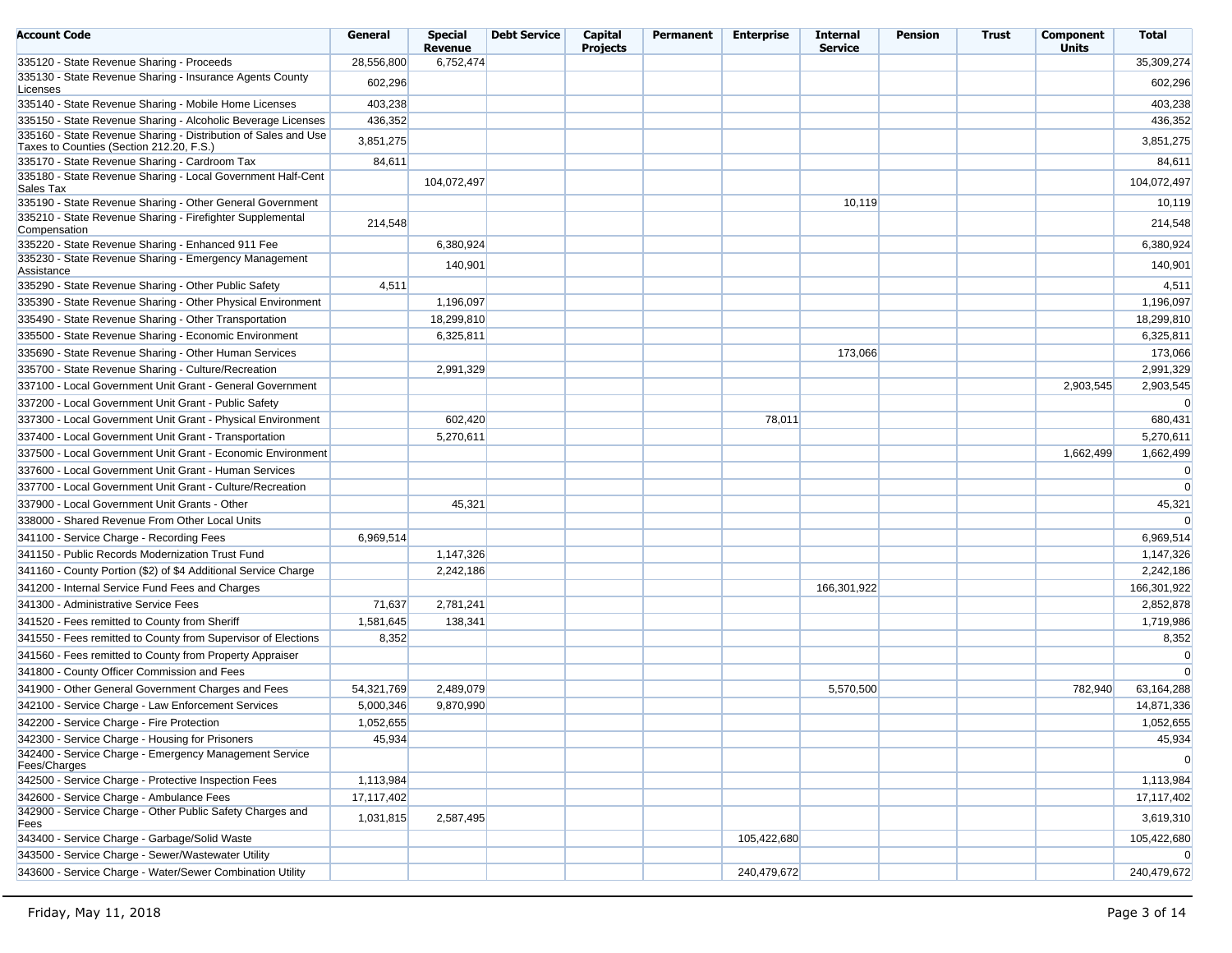| Account Code | General | Special Revenue | Debt Service | Capital Projects | Permanent | Enterprise | Internal Service | Pension | Trust | Component Units | Total |
|---|---|---|---|---|---|---|---|---|---|---|---|
| 335120 - State Revenue Sharing - Proceeds | 28,556,800 | 6,752,474 | | | | | | | | | 35,309,274 |
| 335130 - State Revenue Sharing - Insurance Agents County Licenses | 602,296 | | | | | | | | | | 602,296 |
| 335140 - State Revenue Sharing - Mobile Home Licenses | 403,238 | | | | | | | | | | 403,238 |
| 335150 - State Revenue Sharing - Alcoholic Beverage Licenses | 436,352 | | | | | | | | | | 436,352 |
| 335160 - State Revenue Sharing - Distribution of Sales and Use Taxes to Counties (Section 212.20, F.S.) | 3,851,275 | | | | | | | | | | 3,851,275 |
| 335170 - State Revenue Sharing - Cardroom Tax | 84,611 | | | | | | | | | | 84,611 |
| 335180 - State Revenue Sharing - Local Government Half-Cent Sales Tax | | 104,072,497 | | | | | | | | | 104,072,497 |
| 335190 - State Revenue Sharing - Other General Government | | | | | | | 10,119 | | | | 10,119 |
| 335210 - State Revenue Sharing - Firefighter Supplemental Compensation | 214,548 | | | | | | | | | | 214,548 |
| 335220 - State Revenue Sharing - Enhanced 911 Fee | | 6,380,924 | | | | | | | | | 6,380,924 |
| 335230 - State Revenue Sharing - Emergency Management Assistance | | 140,901 | | | | | | | | | 140,901 |
| 335290 - State Revenue Sharing - Other Public Safety | 4,511 | | | | | | | | | | 4,511 |
| 335390 - State Revenue Sharing - Other Physical Environment | | 1,196,097 | | | | | | | | | 1,196,097 |
| 335490 - State Revenue Sharing - Other Transportation | | 18,299,810 | | | | | | | | | 18,299,810 |
| 335500 - State Revenue Sharing - Economic Environment | | 6,325,811 | | | | | | | | | 6,325,811 |
| 335690 - State Revenue Sharing - Other Human Services | | | | | | | 173,066 | | | | 173,066 |
| 335700 - State Revenue Sharing - Culture/Recreation | | 2,991,329 | | | | | | | | | 2,991,329 |
| 337100 - Local Government Unit Grant - General Government | | | | | | | | | | 2,903,545 | 2,903,545 |
| 337200 - Local Government Unit Grant - Public Safety | | | | | | | | | | | 0 |
| 337300 - Local Government Unit Grant - Physical Environment | | 602,420 | | | | 78,011 | | | | | 680,431 |
| 337400 - Local Government Unit Grant - Transportation | | 5,270,611 | | | | | | | | | 5,270,611 |
| 337500 - Local Government Unit Grant - Economic Environment | | | | | | | | | | 1,662,499 | 1,662,499 |
| 337600 - Local Government Unit Grant - Human Services | | | | | | | | | | | 0 |
| 337700 - Local Government Unit Grant - Culture/Recreation | | | | | | | | | | | 0 |
| 337900 - Local Government Unit Grants - Other | | 45,321 | | | | | | | | | 45,321 |
| 338000 - Shared Revenue From Other Local Units | | | | | | | | | | | 0 |
| 341100 - Service Charge - Recording Fees | 6,969,514 | | | | | | | | | | 6,969,514 |
| 341150 - Public Records Modernization Trust Fund | | 1,147,326 | | | | | | | | | 1,147,326 |
| 341160 - County Portion ($2) of $4 Additional Service Charge | | 2,242,186 | | | | | | | | | 2,242,186 |
| 341200 - Internal Service Fund Fees and Charges | | | | | | | 166,301,922 | | | | 166,301,922 |
| 341300 - Administrative Service Fees | 71,637 | 2,781,241 | | | | | | | | | 2,852,878 |
| 341520 - Fees remitted to County from Sheriff | 1,581,645 | 138,341 | | | | | | | | | 1,719,986 |
| 341550 - Fees remitted to County from Supervisor of Elections | 8,352 | | | | | | | | | | 8,352 |
| 341560 - Fees remitted to County from Property Appraiser | | | | | | | | | | | 0 |
| 341800 - County Officer Commission and Fees | | | | | | | | | | | 0 |
| 341900 - Other General Government Charges and Fees | 54,321,769 | 2,489,079 | | | | | 5,570,500 | | | 782,940 | 63,164,288 |
| 342100 - Service Charge - Law Enforcement Services | 5,000,346 | 9,870,990 | | | | | | | | | 14,871,336 |
| 342200 - Service Charge - Fire Protection | 1,052,655 | | | | | | | | | | 1,052,655 |
| 342300 - Service Charge - Housing for Prisoners | 45,934 | | | | | | | | | | 45,934 |
| 342400 - Service Charge - Emergency Management Service Fees/Charges | | | | | | | | | | | 0 |
| 342500 - Service Charge - Protective Inspection Fees | 1,113,984 | | | | | | | | | | 1,113,984 |
| 342600 - Service Charge - Ambulance Fees | 17,117,402 | | | | | | | | | | 17,117,402 |
| 342900 - Service Charge - Other Public Safety Charges and Fees | 1,031,815 | 2,587,495 | | | | | | | | | 3,619,310 |
| 343400 - Service Charge - Garbage/Solid Waste | | | | | | 105,422,680 | | | | | 105,422,680 |
| 343500 - Service Charge - Sewer/Wastewater Utility | | | | | | | | | | | 0 |
| 343600 - Service Charge - Water/Sewer Combination Utility | | | | | | 240,479,672 | | | | | 240,479,672 |

Friday, May 11, 2018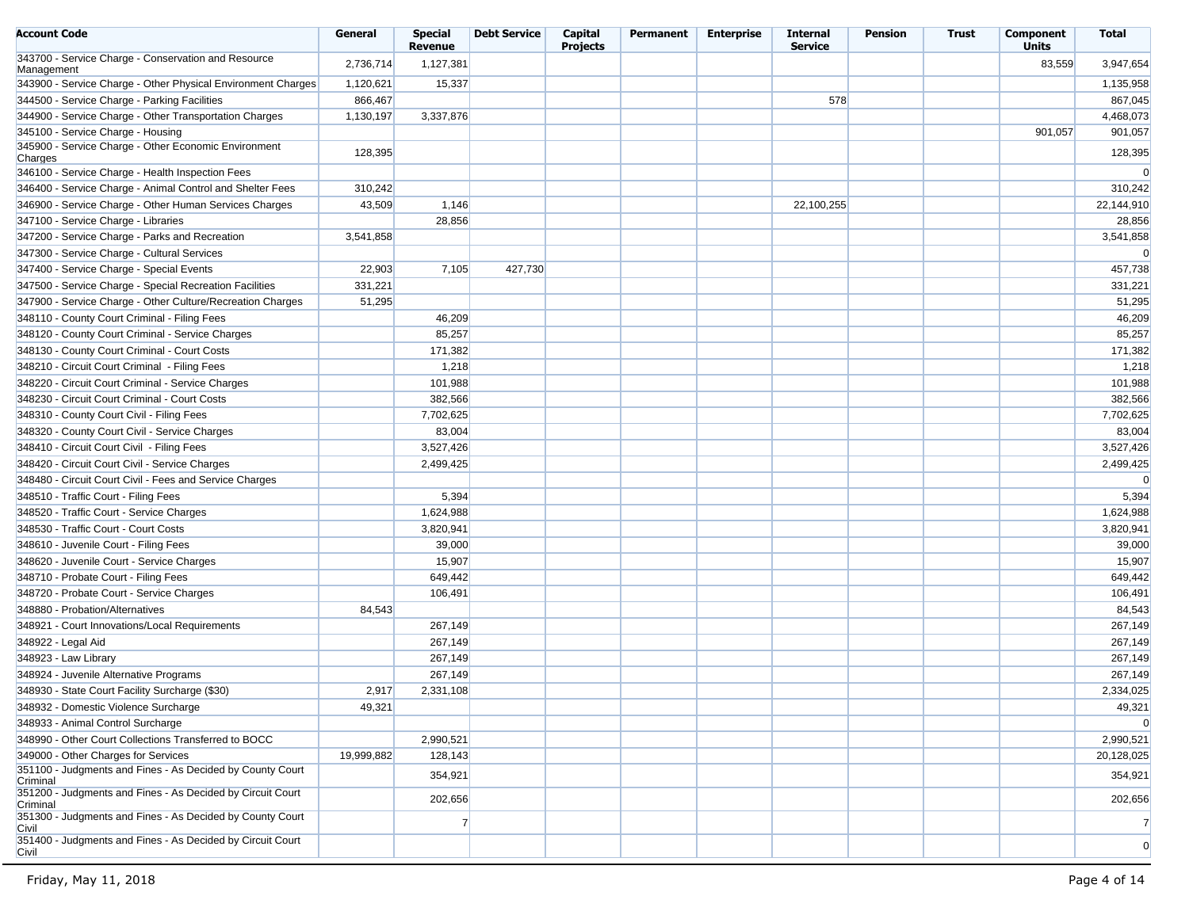| Account Code | General | Special Revenue | Debt Service | Capital Projects | Permanent | Enterprise | Internal Service | Pension | Trust | Component Units | Total |
|---|---|---|---|---|---|---|---|---|---|---|---|
| 343700 - Service Charge - Conservation and Resource Management | 2,736,714 | 1,127,381 | | | | | | | | 83,559 | 3,947,654 |
| 343900 - Service Charge - Other Physical Environment Charges | 1,120,621 | 15,337 | | | | | | | | | 1,135,958 |
| 344500 - Service Charge - Parking Facilities | 866,467 | | | | | | 578 | | | | 867,045 |
| 344900 - Service Charge - Other Transportation Charges | 1,130,197 | 3,337,876 | | | | | | | | | 4,468,073 |
| 345100 - Service Charge - Housing | | | | | | | | | | 901,057 | 901,057 |
| 345900 - Service Charge - Other Economic Environment Charges | 128,395 | | | | | | | | | | 128,395 |
| 346100 - Service Charge - Health Inspection Fees | | | | | | | | | | | 0 |
| 346400 - Service Charge - Animal Control and Shelter Fees | 310,242 | | | | | | | | | | 310,242 |
| 346900 - Service Charge - Other Human Services Charges | 43,509 | 1,146 | | | | | 22,100,255 | | | | 22,144,910 |
| 347100 - Service Charge - Libraries | | 28,856 | | | | | | | | | 28,856 |
| 347200 - Service Charge - Parks and Recreation | 3,541,858 | | | | | | | | | | 3,541,858 |
| 347300 - Service Charge - Cultural Services | | | | | | | | | | | 0 |
| 347400 - Service Charge - Special Events | 22,903 | 7,105 | 427,730 | | | | | | | | 457,738 |
| 347500 - Service Charge - Special Recreation Facilities | 331,221 | | | | | | | | | | 331,221 |
| 347900 - Service Charge - Other Culture/Recreation Charges | 51,295 | | | | | | | | | | 51,295 |
| 348110 - County Court Criminal - Filing Fees | | 46,209 | | | | | | | | | 46,209 |
| 348120 - County Court Criminal - Service Charges | | 85,257 | | | | | | | | | 85,257 |
| 348130 - County Court Criminal - Court Costs | | 171,382 | | | | | | | | | 171,382 |
| 348210 - Circuit Court Criminal - Filing Fees | | 1,218 | | | | | | | | | 1,218 |
| 348220 - Circuit Court Criminal - Service Charges | | 101,988 | | | | | | | | | 101,988 |
| 348230 - Circuit Court Criminal - Court Costs | | 382,566 | | | | | | | | | 382,566 |
| 348310 - County Court Civil - Filing Fees | | 7,702,625 | | | | | | | | | 7,702,625 |
| 348320 - County Court Civil - Service Charges | | 83,004 | | | | | | | | | 83,004 |
| 348410 - Circuit Court Civil - Filing Fees | | 3,527,426 | | | | | | | | | 3,527,426 |
| 348420 - Circuit Court Civil - Service Charges | | 2,499,425 | | | | | | | | | 2,499,425 |
| 348480 - Circuit Court Civil - Fees and Service Charges | | | | | | | | | | | 0 |
| 348510 - Traffic Court - Filing Fees | | 5,394 | | | | | | | | | 5,394 |
| 348520 - Traffic Court - Service Charges | | 1,624,988 | | | | | | | | | 1,624,988 |
| 348530 - Traffic Court - Court Costs | | 3,820,941 | | | | | | | | | 3,820,941 |
| 348610 - Juvenile Court - Filing Fees | | 39,000 | | | | | | | | | 39,000 |
| 348620 - Juvenile Court - Service Charges | | 15,907 | | | | | | | | | 15,907 |
| 348710 - Probate Court - Filing Fees | | 649,442 | | | | | | | | | 649,442 |
| 348720 - Probate Court - Service Charges | | 106,491 | | | | | | | | | 106,491 |
| 348880 - Probation/Alternatives | 84,543 | | | | | | | | | | 84,543 |
| 348921 - Court Innovations/Local Requirements | | 267,149 | | | | | | | | | 267,149 |
| 348922 - Legal Aid | | 267,149 | | | | | | | | | 267,149 |
| 348923 - Law Library | | 267,149 | | | | | | | | | 267,149 |
| 348924 - Juvenile Alternative Programs | | 267,149 | | | | | | | | | 267,149 |
| 348930 - State Court Facility Surcharge ($30) | 2,917 | 2,331,108 | | | | | | | | | 2,334,025 |
| 348932 - Domestic Violence Surcharge | 49,321 | | | | | | | | | | 49,321 |
| 348933 - Animal Control Surcharge | | | | | | | | | | | 0 |
| 348990 - Other Court Collections Transferred to BOCC | | 2,990,521 | | | | | | | | | 2,990,521 |
| 349000 - Other Charges for Services | 19,999,882 | 128,143 | | | | | | | | | 20,128,025 |
| 351100 - Judgments and Fines - As Decided by County Court Criminal | | 354,921 | | | | | | | | | 354,921 |
| 351200 - Judgments and Fines - As Decided by Circuit Court Criminal | | 202,656 | | | | | | | | | 202,656 |
| 351300 - Judgments and Fines - As Decided by County Court Civil | | 7 | | | | | | | | | 7 |
| 351400 - Judgments and Fines - As Decided by Circuit Court Civil | | | | | | | | | | | 0 |

Friday, May 11, 2018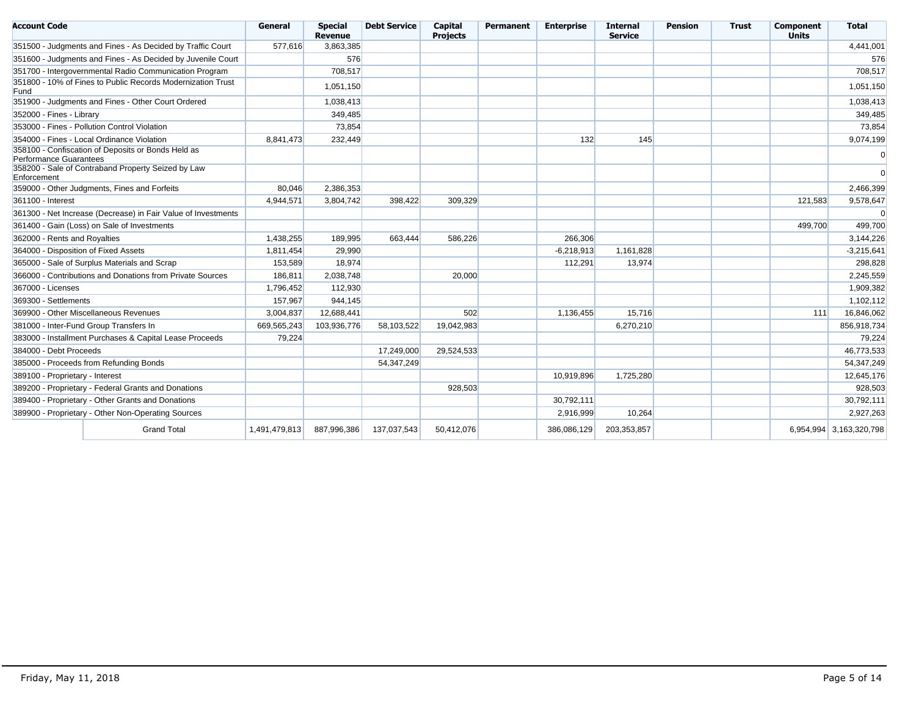| Account Code | General | Special Revenue | Debt Service | Capital Projects | Permanent | Enterprise | Internal Service | Pension | Trust | Component Units | Total |
|---|---|---|---|---|---|---|---|---|---|---|---|
| 351500 - Judgments and Fines - As Decided by Traffic Court | 577,616 | 3,863,385 | | | | | | | | | 4,441,001 |
| 351600 - Judgments and Fines - As Decided by Juvenile Court | | 576 | | | | | | | | | 576 |
| 351700 - Intergovernmental Radio Communication Program | | 708,517 | | | | | | | | | 708,517 |
| 351800 - 10% of Fines to Public Records Modernization Trust Fund | | 1,051,150 | | | | | | | | | 1,051,150 |
| 351900 - Judgments and Fines - Other Court Ordered | | 1,038,413 | | | | | | | | | 1,038,413 |
| 352000 - Fines - Library | | 349,485 | | | | | | | | | 349,485 |
| 353000 - Fines - Pollution Control Violation | | 73,854 | | | | | | | | | 73,854 |
| 354000 - Fines - Local Ordinance Violation | 8,841,473 | 232,449 | | | | 132 | 145 | | | | 9,074,199 |
| 358100 - Confiscation of Deposits or Bonds Held as Performance Guarantees | | | | | | | | | | | 0 |
| 358200 - Sale of Contraband Property Seized by Law Enforcement | | | | | | | | | | | 0 |
| 359000 - Other Judgments, Fines and Forfeits | 80,046 | 2,386,353 | | | | | | | | | 2,466,399 |
| 361100 - Interest | 4,944,571 | 3,804,742 | 398,422 | 309,329 | | | | | | 121,583 | 9,578,647 |
| 361300 - Net Increase (Decrease) in Fair Value of Investments | | | | | | | | | | | 0 |
| 361400 - Gain (Loss) on Sale of Investments | | | | | | | | | | 499,700 | 499,700 |
| 362000 - Rents and Royalties | 1,438,255 | 189,995 | 663,444 | 586,226 | | 266,306 | | | | | 3,144,226 |
| 364000 - Disposition of Fixed Assets | 1,811,454 | 29,990 | | | | -6,218,913 | 1,161,828 | | | | -3,215,641 |
| 365000 - Sale of Surplus Materials and Scrap | 153,589 | 18,974 | | | | 112,291 | 13,974 | | | | 298,828 |
| 366000 - Contributions and Donations from Private Sources | 186,811 | 2,038,748 | | 20,000 | | | | | | | 2,245,559 |
| 367000 - Licenses | 1,796,452 | 112,930 | | | | | | | | | 1,909,382 |
| 369300 - Settlements | 157,967 | 944,145 | | | | | | | | | 1,102,112 |
| 369900 - Other Miscellaneous Revenues | 3,004,837 | 12,688,441 | | 502 | | 1,136,455 | 15,716 | | | 111 | 16,846,062 |
| 381000 - Inter-Fund Group Transfers In | 669,565,243 | 103,936,776 | 58,103,522 | 19,042,983 | | | 6,270,210 | | | | 856,918,734 |
| 383000 - Installment Purchases & Capital Lease Proceeds | 79,224 | | | | | | | | | | 79,224 |
| 384000 - Debt Proceeds | | | 17,249,000 | 29,524,533 | | | | | | | 46,773,533 |
| 385000 - Proceeds from Refunding Bonds | | | 54,347,249 | | | | | | | | 54,347,249 |
| 389100 - Proprietary - Interest | | | | | | 10,919,896 | 1,725,280 | | | | 12,645,176 |
| 389200 - Proprietary - Federal Grants and Donations | | | | 928,503 | | | | | | | 928,503 |
| 389400 - Proprietary - Other Grants and Donations | | | | | | 30,792,111 | | | | | 30,792,111 |
| 389900 - Proprietary - Other Non-Operating Sources | | | | | | 2,916,999 | 10,264 | | | | 2,927,263 |
| Grand Total | 1,491,479,813 | 887,996,386 | 137,037,543 | 50,412,076 | | 386,086,129 | 203,353,857 | | | 6,954,994 | 3,163,320,798 |

Friday, May 11, 2018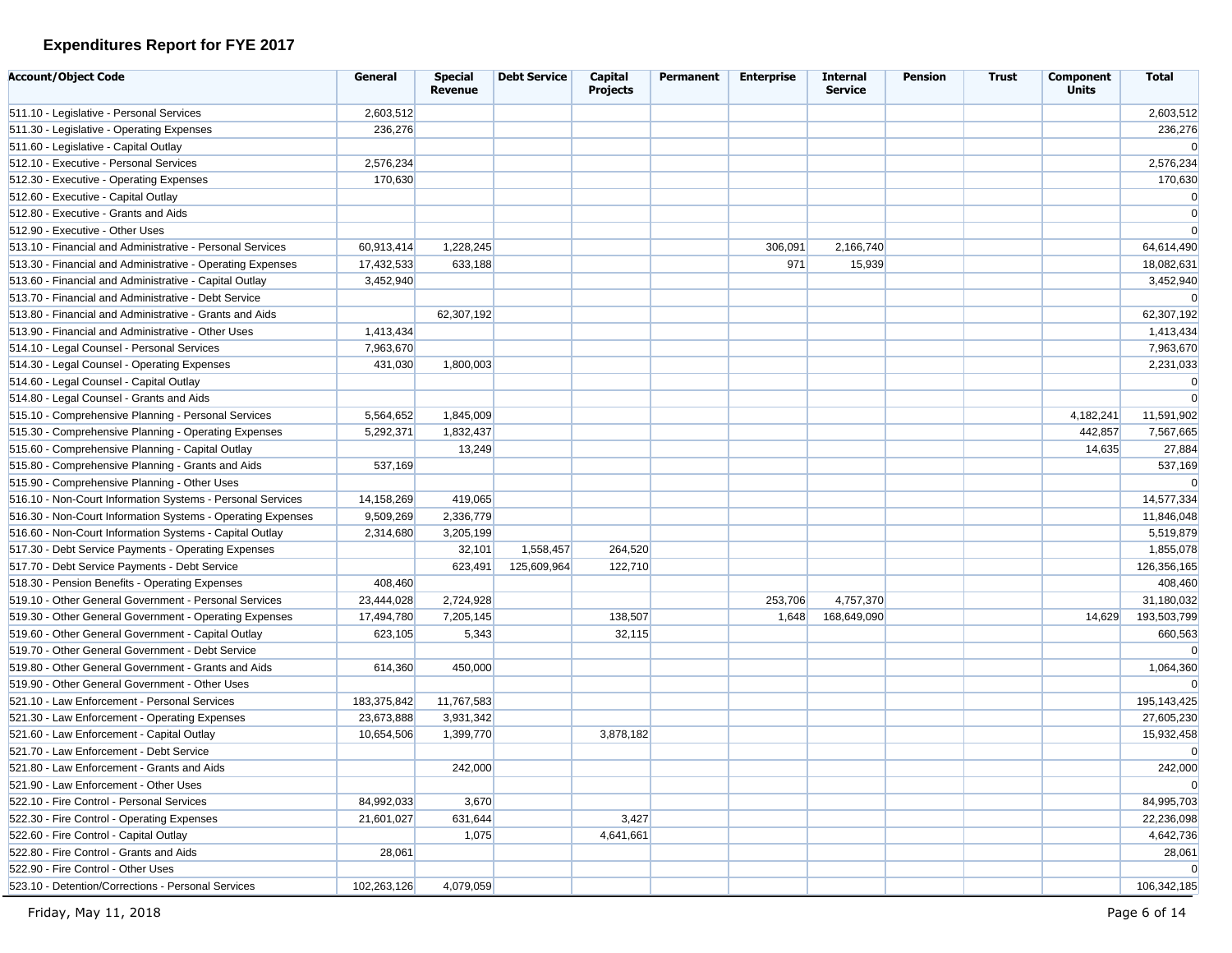## Expenditures Report for FYE 2017

| Account/Object Code | General | Special Revenue | Debt Service | Capital Projects | Permanent | Enterprise | Internal Service | Pension | Trust | Component Units | Total |
|---|---|---|---|---|---|---|---|---|---|---|---|
| 511.10 - Legislative - Personal Services | 2,603,512 | | | | | | | | | | 2,603,512 |
| 511.30 - Legislative - Operating Expenses | 236,276 | | | | | | | | | | 236,276 |
| 511.60 - Legislative - Capital Outlay | | | | | | | | | | | 0 |
| 512.10 - Executive - Personal Services | 2,576,234 | | | | | | | | | | 2,576,234 |
| 512.30 - Executive - Operating Expenses | 170,630 | | | | | | | | | | 170,630 |
| 512.60 - Executive - Capital Outlay | | | | | | | | | | | 0 |
| 512.80 - Executive - Grants and Aids | | | | | | | | | | | 0 |
| 512.90 - Executive - Other Uses | | | | | | | | | | | 0 |
| 513.10 - Financial and Administrative - Personal Services | 60,913,414 | 1,228,245 | | | | 306,091 | 2,166,740 | | | | 64,614,490 |
| 513.30 - Financial and Administrative - Operating Expenses | 17,432,533 | 633,188 | | | | 971 | 15,939 | | | | 18,082,631 |
| 513.60 - Financial and Administrative - Capital Outlay | 3,452,940 | | | | | | | | | | 3,452,940 |
| 513.70 - Financial and Administrative - Debt Service | | | | | | | | | | | 0 |
| 513.80 - Financial and Administrative - Grants and Aids | | 62,307,192 | | | | | | | | | 62,307,192 |
| 513.90 - Financial and Administrative - Other Uses | 1,413,434 | | | | | | | | | | 1,413,434 |
| 514.10 - Legal Counsel - Personal Services | 7,963,670 | | | | | | | | | | 7,963,670 |
| 514.30 - Legal Counsel - Operating Expenses | 431,030 | 1,800,003 | | | | | | | | | 2,231,033 |
| 514.60 - Legal Counsel - Capital Outlay | | | | | | | | | | | 0 |
| 514.80 - Legal Counsel - Grants and Aids | | | | | | | | | | | 0 |
| 515.10 - Comprehensive Planning - Personal Services | 5,564,652 | 1,845,009 | | | | | | | | 4,182,241 | 11,591,902 |
| 515.30 - Comprehensive Planning - Operating Expenses | 5,292,371 | 1,832,437 | | | | | | | | 442,857 | 7,567,665 |
| 515.60 - Comprehensive Planning - Capital Outlay | | 13,249 | | | | | | | | 14,635 | 27,884 |
| 515.80 - Comprehensive Planning - Grants and Aids | 537,169 | | | | | | | | | | 537,169 |
| 515.90 - Comprehensive Planning - Other Uses | | | | | | | | | | | 0 |
| 516.10 - Non-Court Information Systems - Personal Services | 14,158,269 | 419,065 | | | | | | | | | 14,577,334 |
| 516.30 - Non-Court Information Systems - Operating Expenses | 9,509,269 | 2,336,779 | | | | | | | | | 11,846,048 |
| 516.60 - Non-Court Information Systems - Capital Outlay | 2,314,680 | 3,205,199 | | | | | | | | | 5,519,879 |
| 517.30 - Debt Service Payments - Operating Expenses | | 32,101 | 1,558,457 | 264,520 | | | | | | | 1,855,078 |
| 517.70 - Debt Service Payments - Debt Service | | 623,491 | 125,609,964 | 122,710 | | | | | | | 126,356,165 |
| 518.30 - Pension Benefits - Operating Expenses | 408,460 | | | | | | | | | | 408,460 |
| 519.10 - Other General Government - Personal Services | 23,444,028 | 2,724,928 | | | | 253,706 | 4,757,370 | | | | 31,180,032 |
| 519.30 - Other General Government - Operating Expenses | 17,494,780 | 7,205,145 | | 138,507 | | 1,648 | 168,649,090 | | | 14,629 | 193,503,799 |
| 519.60 - Other General Government - Capital Outlay | 623,105 | 5,343 | | 32,115 | | | | | | | 660,563 |
| 519.70 - Other General Government - Debt Service | | | | | | | | | | | 0 |
| 519.80 - Other General Government - Grants and Aids | 614,360 | 450,000 | | | | | | | | | 1,064,360 |
| 519.90 - Other General Government - Other Uses | | | | | | | | | | | 0 |
| 521.10 - Law Enforcement - Personal Services | 183,375,842 | 11,767,583 | | | | | | | | | 195,143,425 |
| 521.30 - Law Enforcement - Operating Expenses | 23,673,888 | 3,931,342 | | | | | | | | | 27,605,230 |
| 521.60 - Law Enforcement - Capital Outlay | 10,654,506 | 1,399,770 | | 3,878,182 | | | | | | | 15,932,458 |
| 521.70 - Law Enforcement - Debt Service | | | | | | | | | | | 0 |
| 521.80 - Law Enforcement - Grants and Aids | | 242,000 | | | | | | | | | 242,000 |
| 521.90 - Law Enforcement - Other Uses | | | | | | | | | | | 0 |
| 522.10 - Fire Control - Personal Services | 84,992,033 | 3,670 | | | | | | | | | 84,995,703 |
| 522.30 - Fire Control - Operating Expenses | 21,601,027 | 631,644 | | 3,427 | | | | | | | 22,236,098 |
| 522.60 - Fire Control - Capital Outlay | | 1,075 | | 4,641,661 | | | | | | | 4,642,736 |
| 522.80 - Fire Control - Grants and Aids | 28,061 | | | | | | | | | | 28,061 |
| 522.90 - Fire Control - Other Uses | | | | | | | | | | | 0 |
| 523.10 - Detention/Corrections - Personal Services | 102,263,126 | 4,079,059 | | | | | | | | | 106,342,185 |

Friday, May 11, 2018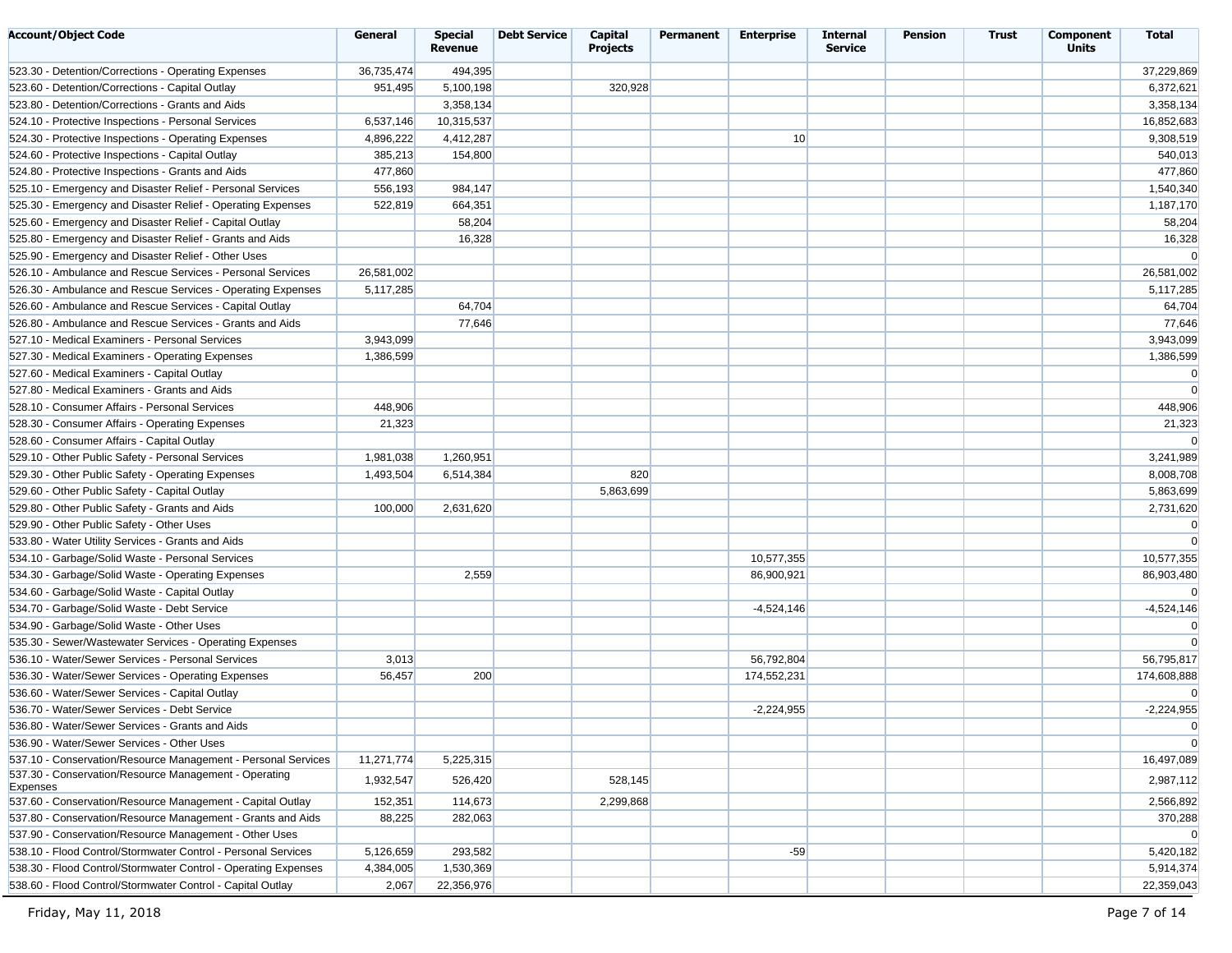| Account/Object Code | General | Special Revenue | Debt Service | Capital Projects | Permanent | Enterprise | Internal Service | Pension | Trust | Component Units | Total |
|---|---|---|---|---|---|---|---|---|---|---|---|
| 523.30 - Detention/Corrections - Operating Expenses | 36,735,474 | 494,395 | | | | | | | | | 37,229,869 |
| 523.60 - Detention/Corrections - Capital Outlay | 951,495 | 5,100,198 | | 320,928 | | | | | | | 6,372,621 |
| 523.80 - Detention/Corrections - Grants and Aids | | 3,358,134 | | | | | | | | | 3,358,134 |
| 524.10 - Protective Inspections - Personal Services | 6,537,146 | 10,315,537 | | | | | | | | | 16,852,683 |
| 524.30 - Protective Inspections - Operating Expenses | 4,896,222 | 4,412,287 | | | | 10 | | | | | 9,308,519 |
| 524.60 - Protective Inspections - Capital Outlay | 385,213 | 154,800 | | | | | | | | | 540,013 |
| 524.80 - Protective Inspections - Grants and Aids | 477,860 | | | | | | | | | | 477,860 |
| 525.10 - Emergency and Disaster Relief - Personal Services | 556,193 | 984,147 | | | | | | | | | 1,540,340 |
| 525.30 - Emergency and Disaster Relief - Operating Expenses | 522,819 | 664,351 | | | | | | | | | 1,187,170 |
| 525.60 - Emergency and Disaster Relief - Capital Outlay | | 58,204 | | | | | | | | | 58,204 |
| 525.80 - Emergency and Disaster Relief - Grants and Aids | | 16,328 | | | | | | | | | 16,328 |
| 525.90 - Emergency and Disaster Relief - Other Uses | | | | | | | | | | | 0 |
| 526.10 - Ambulance and Rescue Services - Personal Services | 26,581,002 | | | | | | | | | | 26,581,002 |
| 526.30 - Ambulance and Rescue Services - Operating Expenses | 5,117,285 | | | | | | | | | | 5,117,285 |
| 526.60 - Ambulance and Rescue Services - Capital Outlay | | 64,704 | | | | | | | | | 64,704 |
| 526.80 - Ambulance and Rescue Services - Grants and Aids | | 77,646 | | | | | | | | | 77,646 |
| 527.10 - Medical Examiners - Personal Services | 3,943,099 | | | | | | | | | | 3,943,099 |
| 527.30 - Medical Examiners - Operating Expenses | 1,386,599 | | | | | | | | | | 1,386,599 |
| 527.60 - Medical Examiners - Capital Outlay | | | | | | | | | | | 0 |
| 527.80 - Medical Examiners - Grants and Aids | | | | | | | | | | | 0 |
| 528.10 - Consumer Affairs - Personal Services | 448,906 | | | | | | | | | | 448,906 |
| 528.30 - Consumer Affairs - Operating Expenses | 21,323 | | | | | | | | | | 21,323 |
| 528.60 - Consumer Affairs - Capital Outlay | | | | | | | | | | | 0 |
| 529.10 - Other Public Safety - Personal Services | 1,981,038 | 1,260,951 | | | | | | | | | 3,241,989 |
| 529.30 - Other Public Safety - Operating Expenses | 1,493,504 | 6,514,384 | | 820 | | | | | | | 8,008,708 |
| 529.60 - Other Public Safety - Capital Outlay | | | | 5,863,699 | | | | | | | 5,863,699 |
| 529.80 - Other Public Safety - Grants and Aids | 100,000 | 2,631,620 | | | | | | | | | 2,731,620 |
| 529.90 - Other Public Safety - Other Uses | | | | | | | | | | | 0 |
| 533.80 - Water Utility Services - Grants and Aids | | | | | | | | | | | 0 |
| 534.10 - Garbage/Solid Waste - Personal Services | | | | | | 10,577,355 | | | | | 10,577,355 |
| 534.30 - Garbage/Solid Waste - Operating Expenses | | 2,559 | | | | 86,900,921 | | | | | 86,903,480 |
| 534.60 - Garbage/Solid Waste - Capital Outlay | | | | | | | | | | | 0 |
| 534.70 - Garbage/Solid Waste - Debt Service | | | | | | -4,524,146 | | | | | -4,524,146 |
| 534.90 - Garbage/Solid Waste - Other Uses | | | | | | | | | | | 0 |
| 535.30 - Sewer/Wastewater Services - Operating Expenses | | | | | | | | | | | 0 |
| 536.10 - Water/Sewer Services - Personal Services | 3,013 | | | | | 56,792,804 | | | | | 56,795,817 |
| 536.30 - Water/Sewer Services - Operating Expenses | 56,457 | 200 | | | | 174,552,231 | | | | | 174,608,888 |
| 536.60 - Water/Sewer Services - Capital Outlay | | | | | | | | | | | 0 |
| 536.70 - Water/Sewer Services - Debt Service | | | | | | -2,224,955 | | | | | -2,224,955 |
| 536.80 - Water/Sewer Services - Grants and Aids | | | | | | | | | | | 0 |
| 536.90 - Water/Sewer Services - Other Uses | | | | | | | | | | | 0 |
| 537.10 - Conservation/Resource Management - Personal Services | 11,271,774 | 5,225,315 | | | | | | | | | 16,497,089 |
| 537.30 - Conservation/Resource Management - Operating Expenses | 1,932,547 | 526,420 | | 528,145 | | | | | | | 2,987,112 |
| 537.60 - Conservation/Resource Management - Capital Outlay | 152,351 | 114,673 | | 2,299,868 | | | | | | | 2,566,892 |
| 537.80 - Conservation/Resource Management - Grants and Aids | 88,225 | 282,063 | | | | | | | | | 370,288 |
| 537.90 - Conservation/Resource Management - Other Uses | | | | | | | | | | | 0 |
| 538.10 - Flood Control/Stormwater Control - Personal Services | 5,126,659 | 293,582 | | | | -59 | | | | | 5,420,182 |
| 538.30 - Flood Control/Stormwater Control - Operating Expenses | 4,384,005 | 1,530,369 | | | | | | | | | 5,914,374 |
| 538.60 - Flood Control/Stormwater Control - Capital Outlay | 2,067 | 22,356,976 | | | | | | | | | 22,359,043 |

Friday, May 11, 2018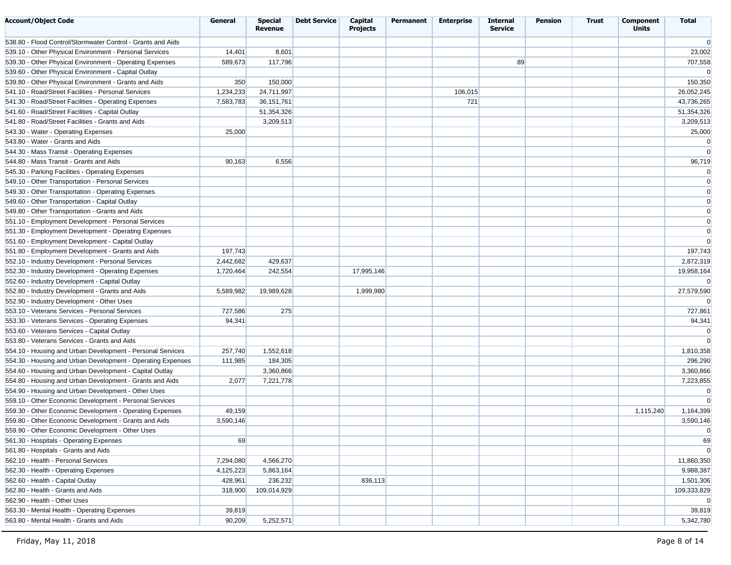| Account/Object Code | General | Special Revenue | Debt Service | Capital Projects | Permanent | Enterprise | Internal Service | Pension | Trust | Component Units | Total |
|---|---|---|---|---|---|---|---|---|---|---|---|
| 538.80 - Flood Control/Stormwater Control - Grants and Aids | | | | | | | | | | | 0 |
| 539.10 - Other Physical Environment - Personal Services | 14,401 | 8,601 | | | | | | | | | 23,002 |
| 539.30 - Other Physical Environment - Operating Expenses | 589,673 | 117,796 | | | | | 89 | | | | 707,558 |
| 539.60 - Other Physical Environment - Capital Outlay | | | | | | | | | | | 0 |
| 539.80 - Other Physical Environment - Grants and Aids | 350 | 150,000 | | | | | | | | | 150,350 |
| 541.10 - Road/Street Facilities - Personal Services | 1,234,233 | 24,711,997 | | | | 106,015 | | | | | 26,052,245 |
| 541.30 - Road/Street Facilities - Operating Expenses | 7,583,783 | 36,151,761 | | | | 721 | | | | | 43,736,265 |
| 541.60 - Road/Street Facilities - Capital Outlay | | 51,354,326 | | | | | | | | | 51,354,326 |
| 541.80 - Road/Street Facilities - Grants and Aids | | 3,209,513 | | | | | | | | | 3,209,513 |
| 543.30 - Water - Operating Expenses | 25,000 | | | | | | | | | | 25,000 |
| 543.80 - Water - Grants and Aids | | | | | | | | | | | 0 |
| 544.30 - Mass Transit - Operating Expenses | | | | | | | | | | | 0 |
| 544.80 - Mass Transit - Grants and Aids | 90,163 | 6,556 | | | | | | | | | 96,719 |
| 545.30 - Parking Facilities - Operating Expenses | | | | | | | | | | | 0 |
| 549.10 - Other Transportation - Personal Services | | | | | | | | | | | 0 |
| 549.30 - Other Transportation - Operating Expenses | | | | | | | | | | | 0 |
| 549.60 - Other Transportation - Capital Outlay | | | | | | | | | | | 0 |
| 549.80 - Other Transportation - Grants and Aids | | | | | | | | | | | 0 |
| 551.10 - Employment Development - Personal Services | | | | | | | | | | | 0 |
| 551.30 - Employment Development - Operating Expenses | | | | | | | | | | | 0 |
| 551.60 - Employment Development - Capital Outlay | | | | | | | | | | | 0 |
| 551.80 - Employment Development - Grants and Aids | 197,743 | | | | | | | | | | 197,743 |
| 552.10 - Industry Development - Personal Services | 2,442,682 | 429,637 | | | | | | | | | 2,872,319 |
| 552.30 - Industry Development - Operating Expenses | 1,720,464 | 242,554 | | 17,995,146 | | | | | | | 19,958,164 |
| 552.60 - Industry Development - Capital Outlay | | | | | | | | | | | 0 |
| 552.80 - Industry Development - Grants and Aids | 5,589,982 | 19,989,628 | | 1,999,980 | | | | | | | 27,579,590 |
| 552.90 - Industry Development - Other Uses | | | | | | | | | | | 0 |
| 553.10 - Veterans Services - Personal Services | 727,586 | 275 | | | | | | | | | 727,861 |
| 553.30 - Veterans Services - Operating Expenses | 94,341 | | | | | | | | | | 94,341 |
| 553.60 - Veterans Services - Capital Outlay | | | | | | | | | | | 0 |
| 553.80 - Veterans Services - Grants and Aids | | | | | | | | | | | 0 |
| 554.10 - Housing and Urban Development - Personal Services | 257,740 | 1,552,618 | | | | | | | | | 1,810,358 |
| 554.30 - Housing and Urban Development - Operating Expenses | 111,985 | 184,305 | | | | | | | | | 296,290 |
| 554.60 - Housing and Urban Development - Capital Outlay | | 3,360,866 | | | | | | | | | 3,360,866 |
| 554.80 - Housing and Urban Development - Grants and Aids | 2,077 | 7,221,778 | | | | | | | | | 7,223,855 |
| 554.90 - Housing and Urban Development - Other Uses | | | | | | | | | | | 0 |
| 559.10 - Other Economic Development - Personal Services | | | | | | | | | | | 0 |
| 559.30 - Other Economic Development - Operating Expenses | 49,159 | | | | | | | | | 1,115,240 | 1,164,399 |
| 559.80 - Other Economic Development - Grants and Aids | 3,590,146 | | | | | | | | | | 3,590,146 |
| 559.90 - Other Economic Development - Other Uses | | | | | | | | | | | 0 |
| 561.30 - Hospitals - Operating Expenses | 69 | | | | | | | | | | 69 |
| 561.80 - Hospitals - Grants and Aids | | | | | | | | | | | 0 |
| 562.10 - Health - Personal Services | 7,294,080 | 4,566,270 | | | | | | | | | 11,860,350 |
| 562.30 - Health - Operating Expenses | 4,125,223 | 5,863,164 | | | | | | | | | 9,988,387 |
| 562.60 - Health - Capital Outlay | 428,961 | 236,232 | | 836,113 | | | | | | | 1,501,306 |
| 562.80 - Health - Grants and Aids | 318,900 | 109,014,929 | | | | | | | | | 109,333,829 |
| 562.90 - Health - Other Uses | | | | | | | | | | | 0 |
| 563.30 - Mental Health - Operating Expenses | 39,819 | | | | | | | | | | 39,819 |
| 563.80 - Mental Health - Grants and Aids | 90,209 | 5,252,571 | | | | | | | | | 5,342,780 |

Friday, May 11, 2018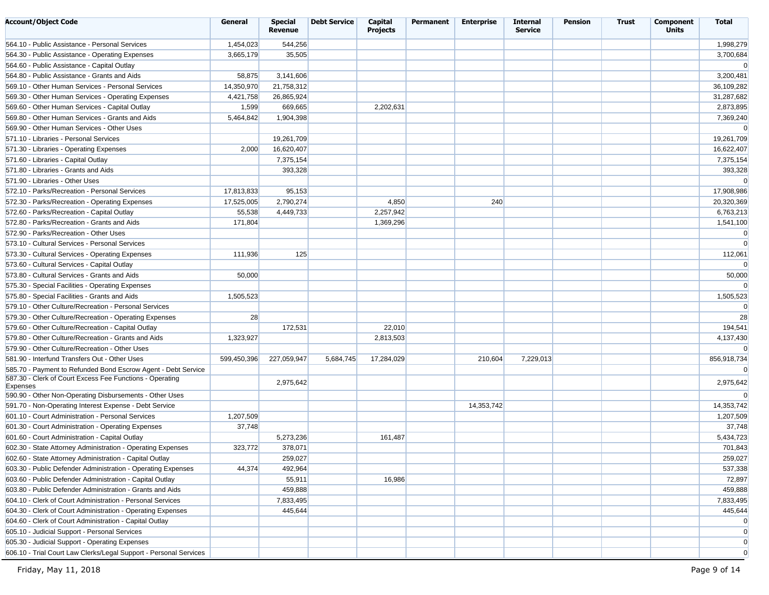| Account/Object Code | General | Special Revenue | Debt Service | Capital Projects | Permanent | Enterprise | Internal Service | Pension | Trust | Component Units | Total |
|---|---|---|---|---|---|---|---|---|---|---|---|
| 564.10 - Public Assistance - Personal Services | 1,454,023 | 544,256 | | | | | | | | | 1,998,279 |
| 564.30 - Public Assistance - Operating Expenses | 3,665,179 | 35,505 | | | | | | | | | 3,700,684 |
| 564.60 - Public Assistance - Capital Outlay | | | | | | | | | | | 0 |
| 564.80 - Public Assistance - Grants and Aids | 58,875 | 3,141,606 | | | | | | | | | 3,200,481 |
| 569.10 - Other Human Services - Personal Services | 14,350,970 | 21,758,312 | | | | | | | | | 36,109,282 |
| 569.30 - Other Human Services - Operating Expenses | 4,421,758 | 26,865,924 | | | | | | | | | 31,287,682 |
| 569.60 - Other Human Services - Capital Outlay | 1,599 | 669,665 | | 2,202,631 | | | | | | | 2,873,895 |
| 569.80 - Other Human Services - Grants and Aids | 5,464,842 | 1,904,398 | | | | | | | | | 7,369,240 |
| 569.90 - Other Human Services - Other Uses | | | | | | | | | | | 0 |
| 571.10 - Libraries - Personal Services | | 19,261,709 | | | | | | | | | 19,261,709 |
| 571.30 - Libraries - Operating Expenses | 2,000 | 16,620,407 | | | | | | | | | 16,622,407 |
| 571.60 - Libraries - Capital Outlay | | 7,375,154 | | | | | | | | | 7,375,154 |
| 571.80 - Libraries - Grants and Aids | | 393,328 | | | | | | | | | 393,328 |
| 571.90 - Libraries - Other Uses | | | | | | | | | | | 0 |
| 572.10 - Parks/Recreation - Personal Services | 17,813,833 | 95,153 | | | | | | | | | 17,908,986 |
| 572.30 - Parks/Recreation - Operating Expenses | 17,525,005 | 2,790,274 | | 4,850 | | 240 | | | | | 20,320,369 |
| 572.60 - Parks/Recreation - Capital Outlay | 55,538 | 4,449,733 | | 2,257,942 | | | | | | | 6,763,213 |
| 572.80 - Parks/Recreation - Grants and Aids | 171,804 | | | 1,369,296 | | | | | | | 1,541,100 |
| 572.90 - Parks/Recreation - Other Uses | | | | | | | | | | | 0 |
| 573.10 - Cultural Services - Personal Services | | | | | | | | | | | 0 |
| 573.30 - Cultural Services - Operating Expenses | 111,936 | 125 | | | | | | | | | 112,061 |
| 573.60 - Cultural Services - Capital Outlay | | | | | | | | | | | 0 |
| 573.80 - Cultural Services - Grants and Aids | 50,000 | | | | | | | | | | 50,000 |
| 575.30 - Special Facilities - Operating Expenses | | | | | | | | | | | 0 |
| 575.80 - Special Facilities - Grants and Aids | 1,505,523 | | | | | | | | | | 1,505,523 |
| 579.10 - Other Culture/Recreation - Personal Services | | | | | | | | | | | 0 |
| 579.30 - Other Culture/Recreation - Operating Expenses | 28 | | | | | | | | | | 28 |
| 579.60 - Other Culture/Recreation - Capital Outlay | | 172,531 | | 22,010 | | | | | | | 194,541 |
| 579.80 - Other Culture/Recreation - Grants and Aids | 1,323,927 | | | 2,813,503 | | | | | | | 4,137,430 |
| 579.90 - Other Culture/Recreation - Other Uses | | | | | | | | | | | 0 |
| 581.90 - Interfund Transfers Out - Other Uses | 599,450,396 | 227,059,947 | 5,684,745 | 17,284,029 | | 210,604 | 7,229,013 | | | | 856,918,734 |
| 585.70 - Payment to Refunded Bond Escrow Agent - Debt Service | | | | | | | | | | | 0 |
| 587.30 - Clerk of Court Excess Fee Functions - Operating Expenses | | 2,975,642 | | | | | | | | | 2,975,642 |
| 590.90 - Other Non-Operating Disbursements - Other Uses | | | | | | | | | | | 0 |
| 591.70 - Non-Operating Interest Expense - Debt Service | | | | | | 14,353,742 | | | | | 14,353,742 |
| 601.10 - Court Administration - Personal Services | 1,207,509 | | | | | | | | | | 1,207,509 |
| 601.30 - Court Administration - Operating Expenses | 37,748 | | | | | | | | | | 37,748 |
| 601.60 - Court Administration - Capital Outlay | | 5,273,236 | | 161,487 | | | | | | | 5,434,723 |
| 602.30 - State Attorney Administration - Operating Expenses | 323,772 | 378,071 | | | | | | | | | 701,843 |
| 602.60 - State Attorney Administration - Capital Outlay | | 259,027 | | | | | | | | | 259,027 |
| 603.30 - Public Defender Administration - Operating Expenses | 44,374 | 492,964 | | | | | | | | | 537,338 |
| 603.60 - Public Defender Administration - Capital Outlay | | 55,911 | | 16,986 | | | | | | | 72,897 |
| 603.80 - Public Defender Administration - Grants and Aids | | 459,888 | | | | | | | | | 459,888 |
| 604.10 - Clerk of Court Administration - Personal Services | | 7,833,495 | | | | | | | | | 7,833,495 |
| 604.30 - Clerk of Court Administration - Operating Expenses | | 445,644 | | | | | | | | | 445,644 |
| 604.60 - Clerk of Court Administration - Capital Outlay | | | | | | | | | | | 0 |
| 605.10 - Judicial Support - Personal Services | | | | | | | | | | | 0 |
| 605.30 - Judicial Support - Operating Expenses | | | | | | | | | | | 0 |
| 606.10 - Trial Court Law Clerks/Legal Support - Personal Services | | | | | | | | | | | 0 |

Friday, May 11, 2018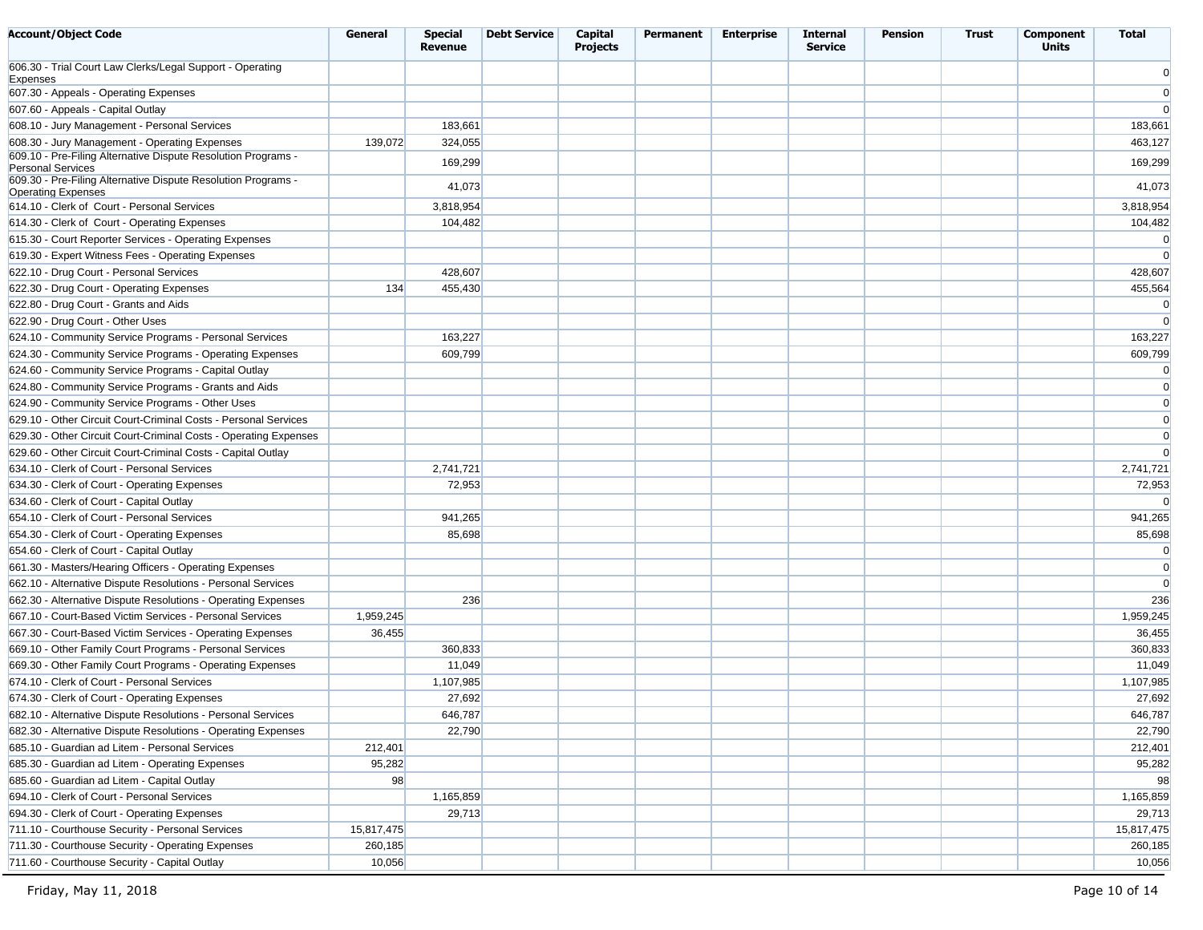| Account/Object Code | General | Special Revenue | Debt Service | Capital Projects | Permanent | Enterprise | Internal Service | Pension | Trust | Component Units | Total |
|---|---|---|---|---|---|---|---|---|---|---|---|
| 606.30 - Trial Court Law Clerks/Legal Support - Operating Expenses | | | | | | | | | | | 0 |
| 607.30 - Appeals - Operating Expenses | | | | | | | | | | | 0 |
| 607.60 - Appeals - Capital Outlay | | | | | | | | | | | 0 |
| 608.10 - Jury Management - Personal Services | | 183,661 | | | | | | | | | 183,661 |
| 608.30 - Jury Management - Operating Expenses | 139,072 | 324,055 | | | | | | | | | 463,127 |
| 609.10 - Pre-Filing Alternative Dispute Resolution Programs - Personal Services | | 169,299 | | | | | | | | | 169,299 |
| 609.30 - Pre-Filing Alternative Dispute Resolution Programs - Operating Expenses | | 41,073 | | | | | | | | | 41,073 |
| 614.10 - Clerk of Court - Personal Services | | 3,818,954 | | | | | | | | | 3,818,954 |
| 614.30 - Clerk of Court - Operating Expenses | | 104,482 | | | | | | | | | 104,482 |
| 615.30 - Court Reporter Services - Operating Expenses | | | | | | | | | | | 0 |
| 619.30 - Expert Witness Fees - Operating Expenses | | | | | | | | | | | 0 |
| 622.10 - Drug Court - Personal Services | | 428,607 | | | | | | | | | 428,607 |
| 622.30 - Drug Court - Operating Expenses | 134 | 455,430 | | | | | | | | | 455,564 |
| 622.80 - Drug Court - Grants and Aids | | | | | | | | | | | 0 |
| 622.90 - Drug Court - Other Uses | | | | | | | | | | | 0 |
| 624.10 - Community Service Programs - Personal Services | | 163,227 | | | | | | | | | 163,227 |
| 624.30 - Community Service Programs - Operating Expenses | | 609,799 | | | | | | | | | 609,799 |
| 624.60 - Community Service Programs - Capital Outlay | | | | | | | | | | | 0 |
| 624.80 - Community Service Programs - Grants and Aids | | | | | | | | | | | 0 |
| 624.90 - Community Service Programs - Other Uses | | | | | | | | | | | 0 |
| 629.10 - Other Circuit Court-Criminal Costs - Personal Services | | | | | | | | | | | 0 |
| 629.30 - Other Circuit Court-Criminal Costs - Operating Expenses | | | | | | | | | | | 0 |
| 629.60 - Other Circuit Court-Criminal Costs - Capital Outlay | | | | | | | | | | | 0 |
| 634.10 - Clerk of Court - Personal Services | | 2,741,721 | | | | | | | | | 2,741,721 |
| 634.30 - Clerk of Court - Operating Expenses | | 72,953 | | | | | | | | | 72,953 |
| 634.60 - Clerk of Court - Capital Outlay | | | | | | | | | | | 0 |
| 654.10 - Clerk of Court - Personal Services | | 941,265 | | | | | | | | | 941,265 |
| 654.30 - Clerk of Court - Operating Expenses | | 85,698 | | | | | | | | | 85,698 |
| 654.60 - Clerk of Court - Capital Outlay | | | | | | | | | | | 0 |
| 661.30 - Masters/Hearing Officers - Operating Expenses | | | | | | | | | | | 0 |
| 662.10 - Alternative Dispute Resolutions - Personal Services | | | | | | | | | | | 0 |
| 662.30 - Alternative Dispute Resolutions - Operating Expenses | | 236 | | | | | | | | | 236 |
| 667.10 - Court-Based Victim Services - Personal Services | 1,959,245 | | | | | | | | | | 1,959,245 |
| 667.30 - Court-Based Victim Services - Operating Expenses | 36,455 | | | | | | | | | | 36,455 |
| 669.10 - Other Family Court Programs - Personal Services | | 360,833 | | | | | | | | | 360,833 |
| 669.30 - Other Family Court Programs - Operating Expenses | | 11,049 | | | | | | | | | 11,049 |
| 674.10 - Clerk of Court - Personal Services | | 1,107,985 | | | | | | | | | 1,107,985 |
| 674.30 - Clerk of Court - Operating Expenses | | 27,692 | | | | | | | | | 27,692 |
| 682.10 - Alternative Dispute Resolutions - Personal Services | | 646,787 | | | | | | | | | 646,787 |
| 682.30 - Alternative Dispute Resolutions - Operating Expenses | | 22,790 | | | | | | | | | 22,790 |
| 685.10 - Guardian ad Litem - Personal Services | 212,401 | | | | | | | | | | 212,401 |
| 685.30 - Guardian ad Litem - Operating Expenses | 95,282 | | | | | | | | | | 95,282 |
| 685.60 - Guardian ad Litem - Capital Outlay | 98 | | | | | | | | | | 98 |
| 694.10 - Clerk of Court - Personal Services | | 1,165,859 | | | | | | | | | 1,165,859 |
| 694.30 - Clerk of Court - Operating Expenses | | 29,713 | | | | | | | | | 29,713 |
| 711.10 - Courthouse Security - Personal Services | 15,817,475 | | | | | | | | | | 15,817,475 |
| 711.30 - Courthouse Security - Operating Expenses | 260,185 | | | | | | | | | | 260,185 |
| 711.60 - Courthouse Security - Capital Outlay | 10,056 | | | | | | | | | | 10,056 |

Friday, May 11, 2018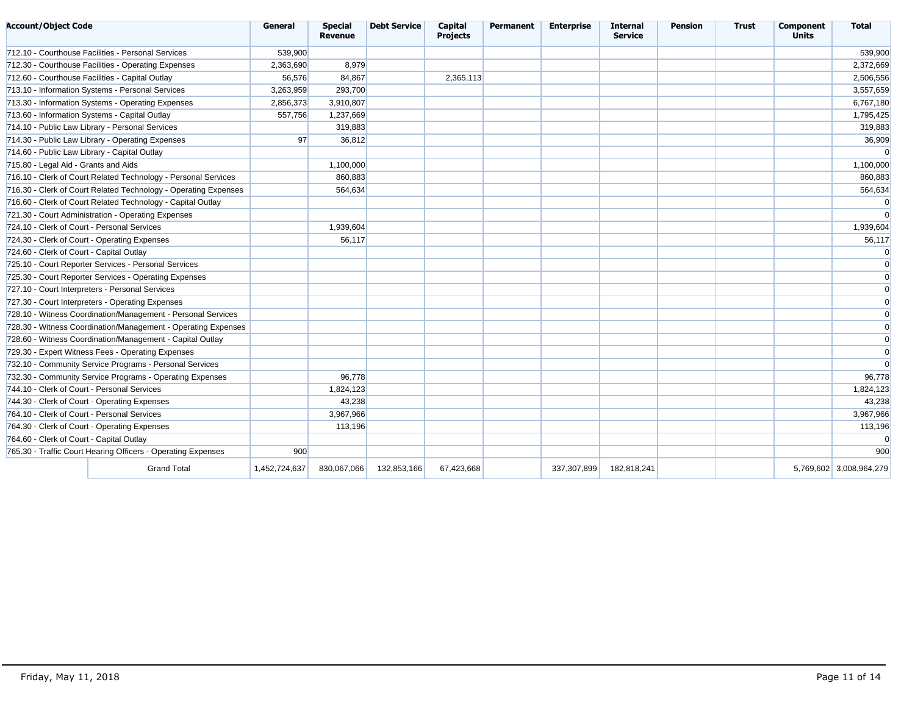| Account/Object Code | General | Special Revenue | Debt Service | Capital Projects | Permanent | Enterprise | Internal Service | Pension | Trust | Component Units | Total |
|---|---|---|---|---|---|---|---|---|---|---|---|
| 712.10 - Courthouse Facilities - Personal Services | 539,900 | | | | | | | | | | 539,900 |
| 712.30 - Courthouse Facilities - Operating Expenses | 2,363,690 | 8,979 | | | | | | | | | 2,372,669 |
| 712.60 - Courthouse Facilities - Capital Outlay | 56,576 | 84,867 | | 2,365,113 | | | | | | | 2,506,556 |
| 713.10 - Information Systems - Personal Services | 3,263,959 | 293,700 | | | | | | | | | 3,557,659 |
| 713.30 - Information Systems - Operating Expenses | 2,856,373 | 3,910,807 | | | | | | | | | 6,767,180 |
| 713.60 - Information Systems - Capital Outlay | 557,756 | 1,237,669 | | | | | | | | | 1,795,425 |
| 714.10 - Public Law Library - Personal Services | | 319,883 | | | | | | | | | 319,883 |
| 714.30 - Public Law Library - Operating Expenses | 97 | 36,812 | | | | | | | | | 36,909 |
| 714.60 - Public Law Library - Capital Outlay | | | | | | | | | | | 0 |
| 715.80 - Legal Aid - Grants and Aids | | 1,100,000 | | | | | | | | | 1,100,000 |
| 716.10 - Clerk of Court Related Technology - Personal Services | | 860,883 | | | | | | | | | 860,883 |
| 716.30 - Clerk of Court Related Technology - Operating Expenses | | 564,634 | | | | | | | | | 564,634 |
| 716.60 - Clerk of Court Related Technology - Capital Outlay | | | | | | | | | | | 0 |
| 721.30 - Court Administration - Operating Expenses | | | | | | | | | | | 0 |
| 724.10 - Clerk of Court - Personal Services | | 1,939,604 | | | | | | | | | 1,939,604 |
| 724.30 - Clerk of Court - Operating Expenses | | 56,117 | | | | | | | | | 56,117 |
| 724.60 - Clerk of Court - Capital Outlay | | | | | | | | | | | 0 |
| 725.10 - Court Reporter Services - Personal Services | | | | | | | | | | | 0 |
| 725.30 - Court Reporter Services - Operating Expenses | | | | | | | | | | | 0 |
| 727.10 - Court Interpreters - Personal Services | | | | | | | | | | | 0 |
| 727.30 - Court Interpreters - Operating Expenses | | | | | | | | | | | 0 |
| 728.10 - Witness Coordination/Management - Personal Services | | | | | | | | | | | 0 |
| 728.30 - Witness Coordination/Management - Operating Expenses | | | | | | | | | | | 0 |
| 728.60 - Witness Coordination/Management - Capital Outlay | | | | | | | | | | | 0 |
| 729.30 - Expert Witness Fees - Operating Expenses | | | | | | | | | | | 0 |
| 732.10 - Community Service Programs - Personal Services | | | | | | | | | | | 0 |
| 732.30 - Community Service Programs - Operating Expenses | | 96,778 | | | | | | | | | 96,778 |
| 744.10 - Clerk of Court - Personal Services | | 1,824,123 | | | | | | | | | 1,824,123 |
| 744.30 - Clerk of Court - Operating Expenses | | 43,238 | | | | | | | | | 43,238 |
| 764.10 - Clerk of Court - Personal Services | | 3,967,966 | | | | | | | | | 3,967,966 |
| 764.30 - Clerk of Court - Operating Expenses | | 113,196 | | | | | | | | | 113,196 |
| 764.60 - Clerk of Court - Capital Outlay | | | | | | | | | | | 0 |
| 765.30 - Traffic Court Hearing Officers - Operating Expenses | 900 | | | | | | | | | | 900 |
| Grand Total | 1,452,724,637 | 830,067,066 | 132,853,166 | 67,423,668 | | 337,307,899 | 182,818,241 | | | 5,769,602 | 3,008,964,279 |

Friday, May 11, 2018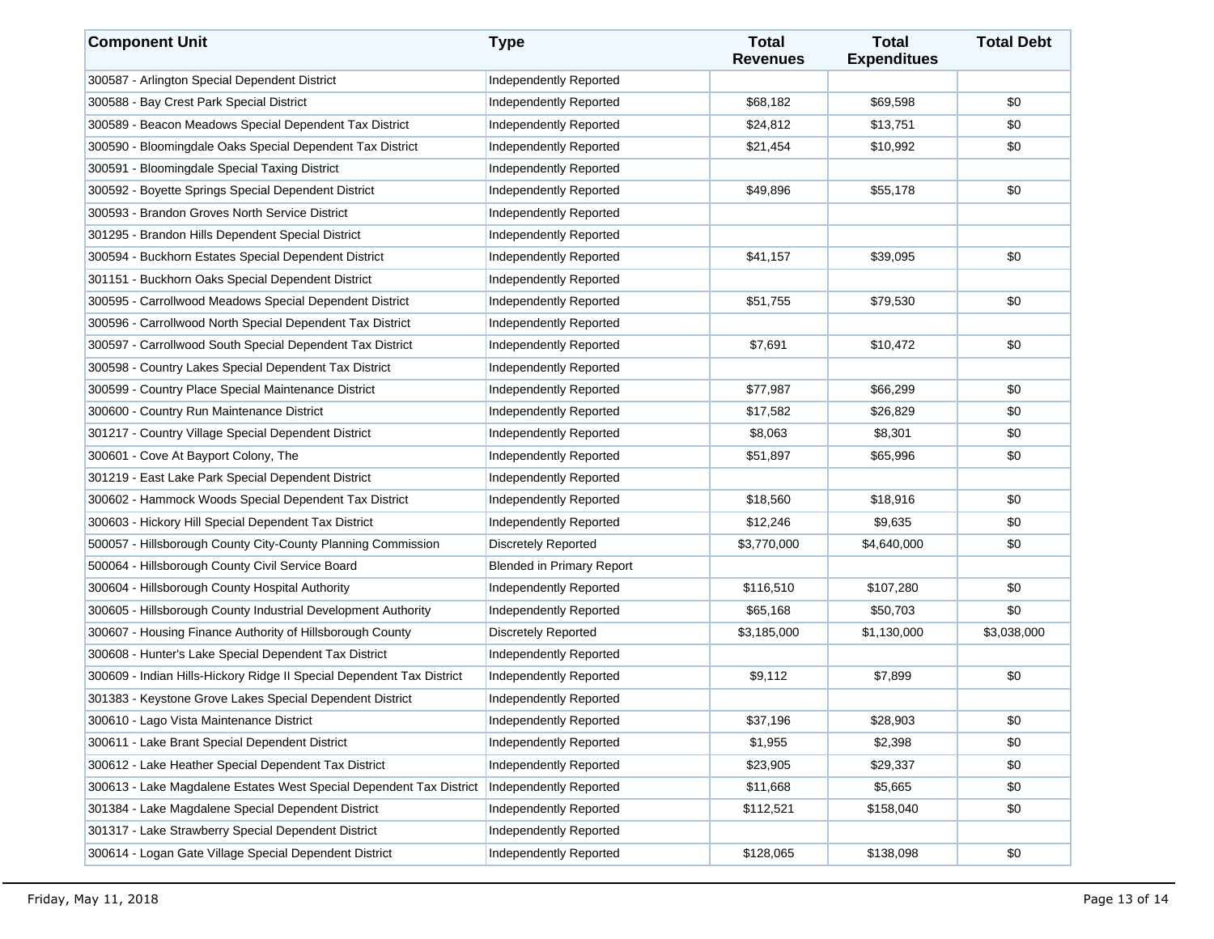| Component Unit | Type | Total Revenues | Total Expenditues | Total Debt |
|---|---|---|---|---|
| 300587 - Arlington Special Dependent District | Independently Reported | | | |
| 300588 - Bay Crest Park Special District | Independently Reported | $68,182 | $69,598 | $0 |
| 300589 - Beacon Meadows Special Dependent Tax District | Independently Reported | $24,812 | $13,751 | $0 |
| 300590 - Bloomingdale Oaks Special Dependent Tax District | Independently Reported | $21,454 | $10,992 | $0 |
| 300591 - Bloomingdale Special Taxing District | Independently Reported | | | |
| 300592 - Boyette Springs Special Dependent District | Independently Reported | $49,896 | $55,178 | $0 |
| 300593 - Brandon Groves North Service District | Independently Reported | | | |
| 301295 - Brandon Hills Dependent Special District | Independently Reported | | | |
| 300594 - Buckhorn Estates Special Dependent District | Independently Reported | $41,157 | $39,095 | $0 |
| 301151 - Buckhorn Oaks Special Dependent District | Independently Reported | | | |
| 300595 - Carrollwood Meadows Special Dependent District | Independently Reported | $51,755 | $79,530 | $0 |
| 300596 - Carrollwood North Special Dependent Tax District | Independently Reported | | | |
| 300597 - Carrollwood South Special Dependent Tax District | Independently Reported | $7,691 | $10,472 | $0 |
| 300598 - Country Lakes Special Dependent Tax District | Independently Reported | | | |
| 300599 - Country Place Special Maintenance District | Independently Reported | $77,987 | $66,299 | $0 |
| 300600 - Country Run Maintenance District | Independently Reported | $17,582 | $26,829 | $0 |
| 301217 - Country Village Special Dependent District | Independently Reported | $8,063 | $8,301 | $0 |
| 300601 - Cove At Bayport Colony, The | Independently Reported | $51,897 | $65,996 | $0 |
| 301219 - East Lake Park Special Dependent District | Independently Reported | | | |
| 300602 - Hammock Woods Special Dependent Tax District | Independently Reported | $18,560 | $18,916 | $0 |
| 300603 - Hickory Hill Special Dependent Tax District | Independently Reported | $12,246 | $9,635 | $0 |
| 500057 - Hillsborough County City-County Planning Commission | Discretely Reported | $3,770,000 | $4,640,000 | $0 |
| 500064 - Hillsborough County Civil Service Board | Blended in Primary Report | | | |
| 300604 - Hillsborough County Hospital Authority | Independently Reported | $116,510 | $107,280 | $0 |
| 300605 - Hillsborough County Industrial Development Authority | Independently Reported | $65,168 | $50,703 | $0 |
| 300607 - Housing Finance Authority of Hillsborough County | Discretely Reported | $3,185,000 | $1,130,000 | $3,038,000 |
| 300608 - Hunter's Lake Special Dependent Tax District | Independently Reported | | | |
| 300609 - Indian Hills-Hickory Ridge II Special Dependent Tax District | Independently Reported | $9,112 | $7,899 | $0 |
| 301383 - Keystone Grove Lakes Special Dependent District | Independently Reported | | | |
| 300610 - Lago Vista Maintenance District | Independently Reported | $37,196 | $28,903 | $0 |
| 300611 - Lake Brant Special Dependent District | Independently Reported | $1,955 | $2,398 | $0 |
| 300612 - Lake Heather Special Dependent Tax District | Independently Reported | $23,905 | $29,337 | $0 |
| 300613 - Lake Magdalene Estates West Special Dependent Tax District | Independently Reported | $11,668 | $5,665 | $0 |
| 301384 - Lake Magdalene Special Dependent District | Independently Reported | $112,521 | $158,040 | $0 |
| 301317 - Lake Strawberry Special Dependent District | Independently Reported | | | |
| 300614 - Logan Gate Village Special Dependent District | Independently Reported | $128,065 | $138,098 | $0 |

Friday, May 11, 2018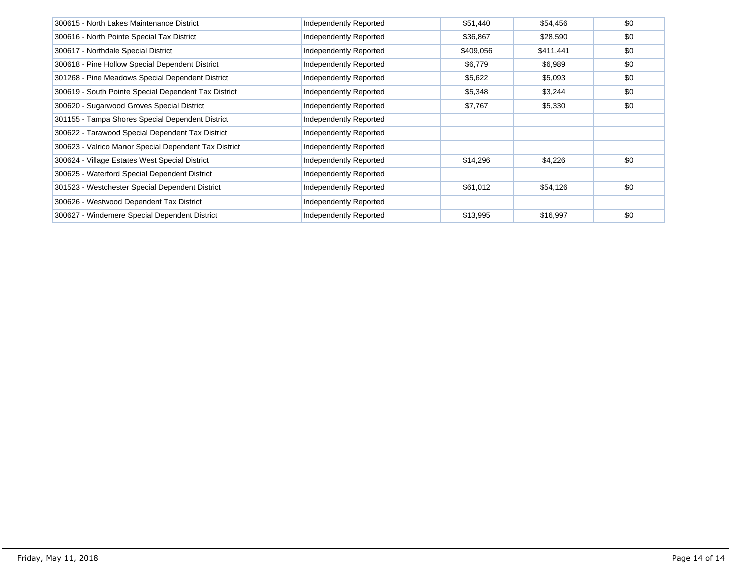| | | | | |
|---|---|---|---|---|
| 300615 - North Lakes Maintenance District | Independently Reported | $51,440 | $54,456 | $0 |
| 300616 - North Pointe Special Tax District | Independently Reported | $36,867 | $28,590 | $0 |
| 300617 - Northdale Special District | Independently Reported | $409,056 | $411,441 | $0 |
| 300618 - Pine Hollow Special Dependent District | Independently Reported | $6,779 | $6,989 | $0 |
| 301268 - Pine Meadows Special Dependent District | Independently Reported | $5,622 | $5,093 | $0 |
| 300619 - South Pointe Special Dependent Tax District | Independently Reported | $5,348 | $3,244 | $0 |
| 300620 - Sugarwood Groves Special District | Independently Reported | $7,767 | $5,330 | $0 |
| 301155 - Tampa Shores Special Dependent District | Independently Reported | | | |
| 300622 - Tarawood Special Dependent Tax District | Independently Reported | | | |
| 300623 - Valrico Manor Special Dependent Tax District | Independently Reported | | | |
| 300624 - Village Estates West Special District | Independently Reported | $14,296 | $4,226 | $0 |
| 300625 - Waterford Special Dependent District | Independently Reported | | | |
| 301523 - Westchester Special Dependent District | Independently Reported | $61,012 | $54,126 | $0 |
| 300626 - Westwood Dependent Tax District | Independently Reported | | | |
| 300627 - Windemere Special Dependent District | Independently Reported | $13,995 | $16,997 | $0 |

Friday, May 11, 2018